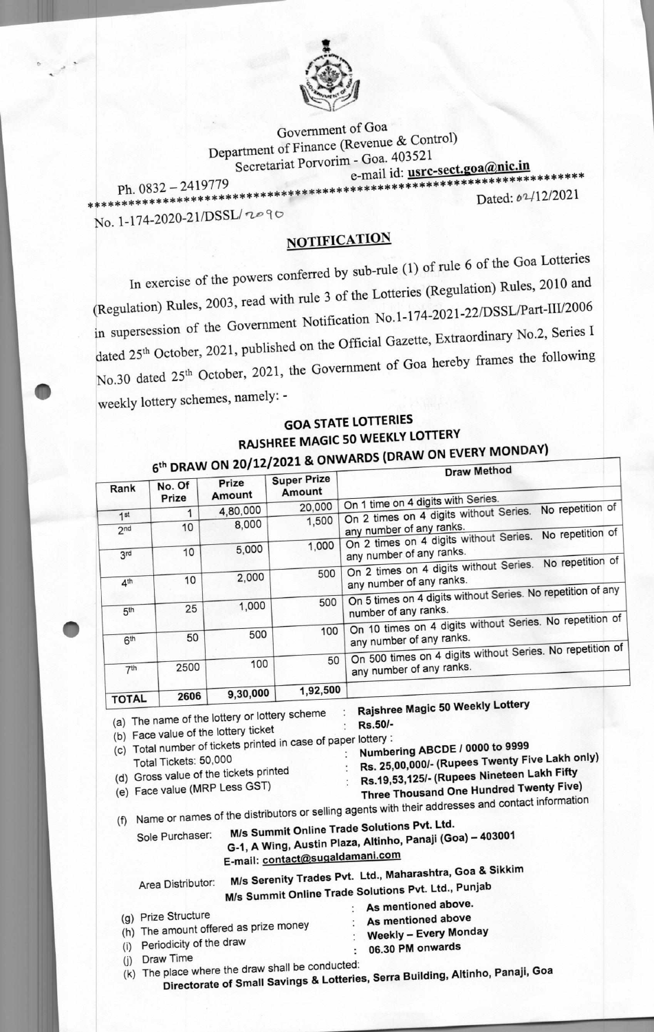Government of Goa
Department of Finance (Revenue & Control)
Secretariat Porvorim - Goa. 403521

Ph. 0832 – 2419779    e-mail id: usrc-sect.goa@nic.in

No. 1-174-2020-21/DSSL/2090    Dated: 02/12/2021

## NOTIFICATION

In exercise of the powers conferred by sub-rule (1) of rule 6 of the Goa Lotteries (Regulation) Rules, 2003, read with rule 3 of the Lotteries (Regulation) Rules, 2010 and in supersession of the Government Notification No.1-174-2021-22/DSSL/Part-III/2006 dated 25th October, 2021, published on the Official Gazette, Extraordinary No.2, Series I No.30 dated 25th October, 2021, the Government of Goa hereby frames the following weekly lottery schemes, namely: -

### GOA STATE LOTTERIES
### RAJSHREE MAGIC 50 WEEKLY LOTTERY
### 6th DRAW ON 20/12/2021 & ONWARDS (DRAW ON EVERY MONDAY)

| Rank | No. Of Prize | Prize Amount | Super Prize Amount | Draw Method |
|---|---|---|---|---|
| 1st | 1 | 4,80,000 | 20,000 | On 1 time on 4 digits with Series. |
| 2nd | 10 | 8,000 | 1,500 | On 2 times on 4 digits without Series. No repetition of any number of any ranks. |
| 3rd | 10 | 5,000 | 1,000 | On 2 times on 4 digits without Series. No repetition of any number of any ranks. |
| 4th | 10 | 2,000 | 500 | On 2 times on 4 digits without Series. No repetition of any number of any ranks. |
| 5th | 25 | 1,000 | 500 | On 5 times on 4 digits without Series. No repetition of any number of any ranks. |
| 6th | 50 | 500 | 100 | On 10 times on 4 digits without Series. No repetition of any number of any ranks. |
| 7th | 2500 | 100 | 50 | On 500 times on 4 digits without Series. No repetition of any number of any ranks. |
| TOTAL | 2606 | 9,30,000 | 1,92,500 | |

(a) The name of the lottery or lottery scheme : **Rajshree Magic 50 Weekly Lottery**

(b) Face value of the lottery ticket : **Rs.50/-**

(c) Total number of tickets printed in case of paper lottery : **Numbering ABCDE / 0000 to 9999**
Total Tickets: 50,000

(d) Gross value of the tickets printed : **Rs. 25,00,000/- (Rupees Twenty Five Lakh only)**

(e) Face value (MRP Less GST) : **Rs.19,53,125/- (Rupees Nineteen Lakh Fifty Three Thousand One Hundred Twenty Five)**

(f) Name or names of the distributors or selling agents with their addresses and contact information

Sole Purchaser: **M/s Summit Online Trade Solutions Pvt. Ltd.**
**G-1, A Wing, Austin Plaza, Altinho, Panaji (Goa) – 403001**
**E-mail: contact@sugaldamani.com**

Area Distributor: **M/s Serenity Trades Pvt. Ltd., Maharashtra, Goa & Sikkim**
**M/s Summit Online Trade Solutions Pvt. Ltd., Punjab**

(g) Prize Structure : **As mentioned above.**

(h) The amount offered as prize money : **As mentioned above**

(i) Periodicity of the draw : **Weekly – Every Monday**

(j) Draw Time : **06.30 PM onwards**

(k) The place where the draw shall be conducted:
**Directorate of Small Savings & Lotteries, Serra Building, Altinho, Panaji, Goa**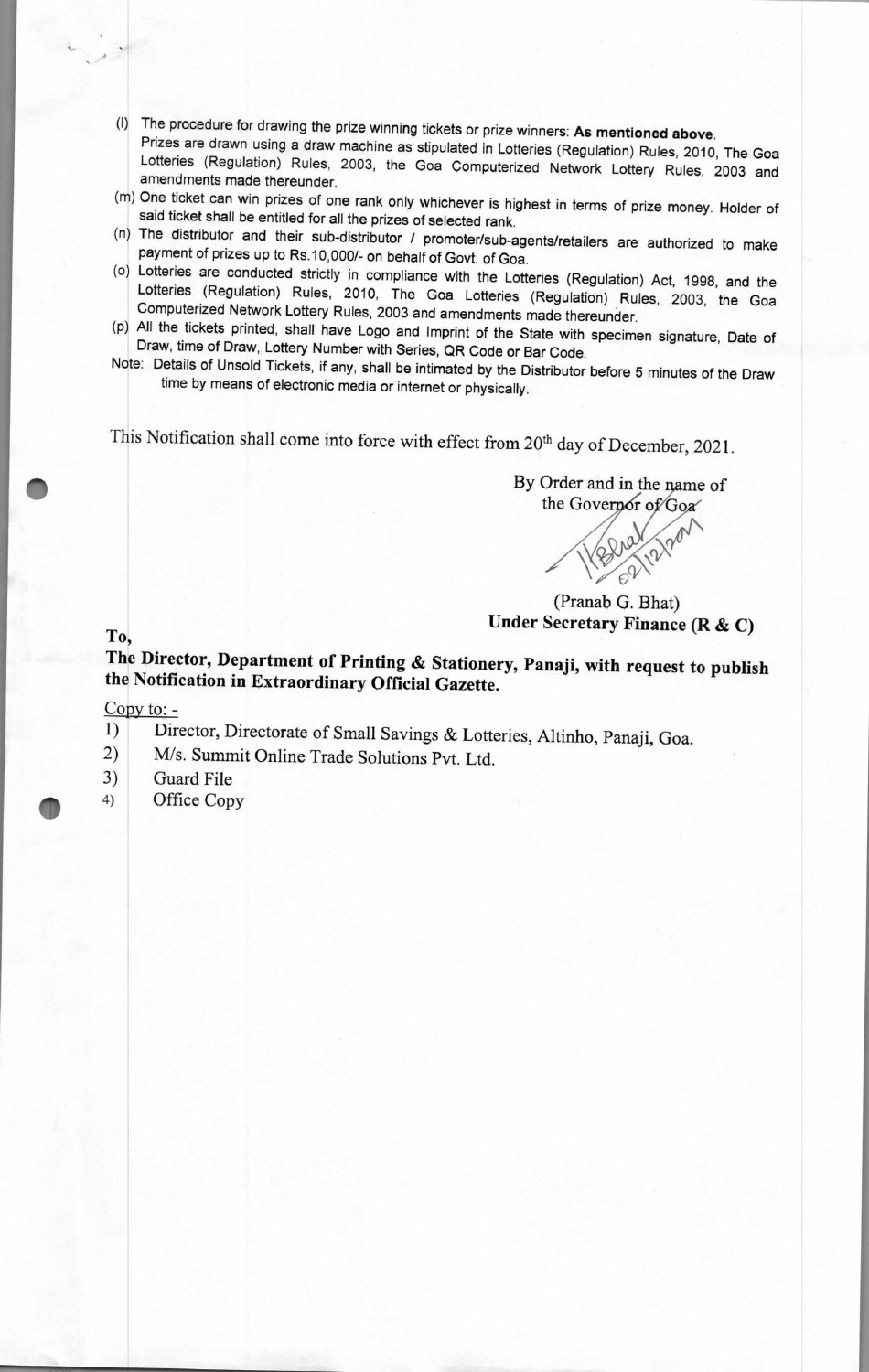(l) The procedure for drawing the prize winning tickets or prize winners: **As mentioned above.** Prizes are drawn using a draw machine as stipulated in Lotteries (Regulation) Rules, 2010, The Goa Lotteries (Regulation) Rules, 2003, the Goa Computerized Network Lottery Rules, 2003 and amendments made thereunder.

(m) One ticket can win prizes of one rank only whichever is highest in terms of prize money. Holder of said ticket shall be entitled for all the prizes of selected rank.

(n) The distributor and their sub-distributor / promoter/sub-agents/retailers are authorized to make payment of prizes up to Rs.10,000/- on behalf of Govt. of Goa.

(o) Lotteries are conducted strictly in compliance with the Lotteries (Regulation) Act, 1998, and the Lotteries (Regulation) Rules, 2010, The Goa Lotteries (Regulation) Rules, 2003, the Goa Computerized Network Lottery Rules, 2003 and amendments made thereunder.

(p) All the tickets printed, shall have Logo and Imprint of the State with specimen signature, Date of Draw, time of Draw, Lottery Number with Series, QR Code or Bar Code.

Note: Details of Unsold Tickets, if any, shall be intimated by the Distributor before 5 minutes of the Draw time by means of electronic media or internet or physically.

This Notification shall come into force with effect from 20th day of December, 2021.

By Order and in the name of
the Governor of Goa

(Pranab G. Bhat)
**Under Secretary Finance (R & C)**

**To,**

**The Director, Department of Printing & Stationery, Panaji, with request to publish the Notification in Extraordinary Official Gazette.**

Copy to: -

1) Director, Directorate of Small Savings & Lotteries, Altinho, Panaji, Goa.
2) M/s. Summit Online Trade Solutions Pvt. Ltd.
3) Guard File
4) Office Copy